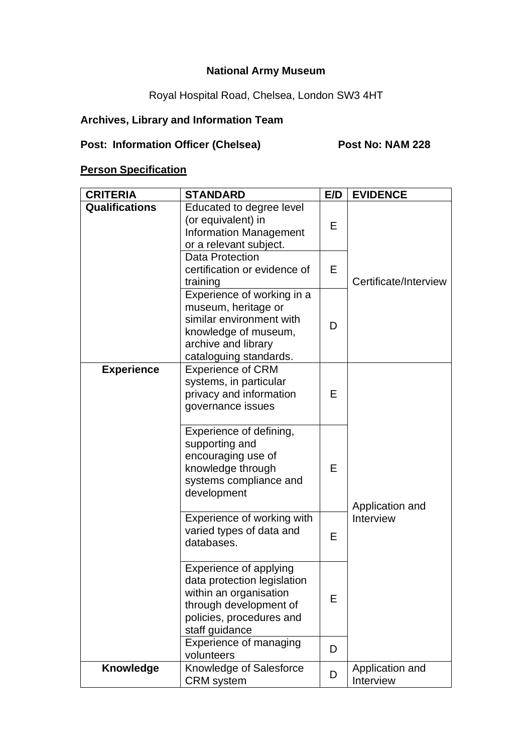**National Army Museum**

Royal Hospital Road, Chelsea, London SW3 4HT

**Archives, Library and Information Team**

**Post: Information Officer (Chelsea)** **Post No: NAM 228**

**Person Specification**

| CRITERIA | STANDARD | E/D | EVIDENCE |
|---|---|---|---|
| **Qualifications** | Educated to degree level (or equivalent) in Information Management or a relevant subject. | E | Certificate/Interview |
| | Data Protection certification or evidence of training | E | |
| | Experience of working in a museum, heritage or similar environment with knowledge of museum, archive and library cataloguing standards. | D | |
| **Experience** | Experience of CRM systems, in particular privacy and information governance issues | E | Application and Interview |
| | Experience of defining, supporting and encouraging use of knowledge through systems compliance and development | E | |
| | Experience of working with varied types of data and databases. | E | |
| | Experience of applying data protection legislation within an organisation through development of policies, procedures and staff guidance | E | |
| | Experience of managing volunteers | D | |
| **Knowledge** | Knowledge of Salesforce CRM system | D | Application and Interview |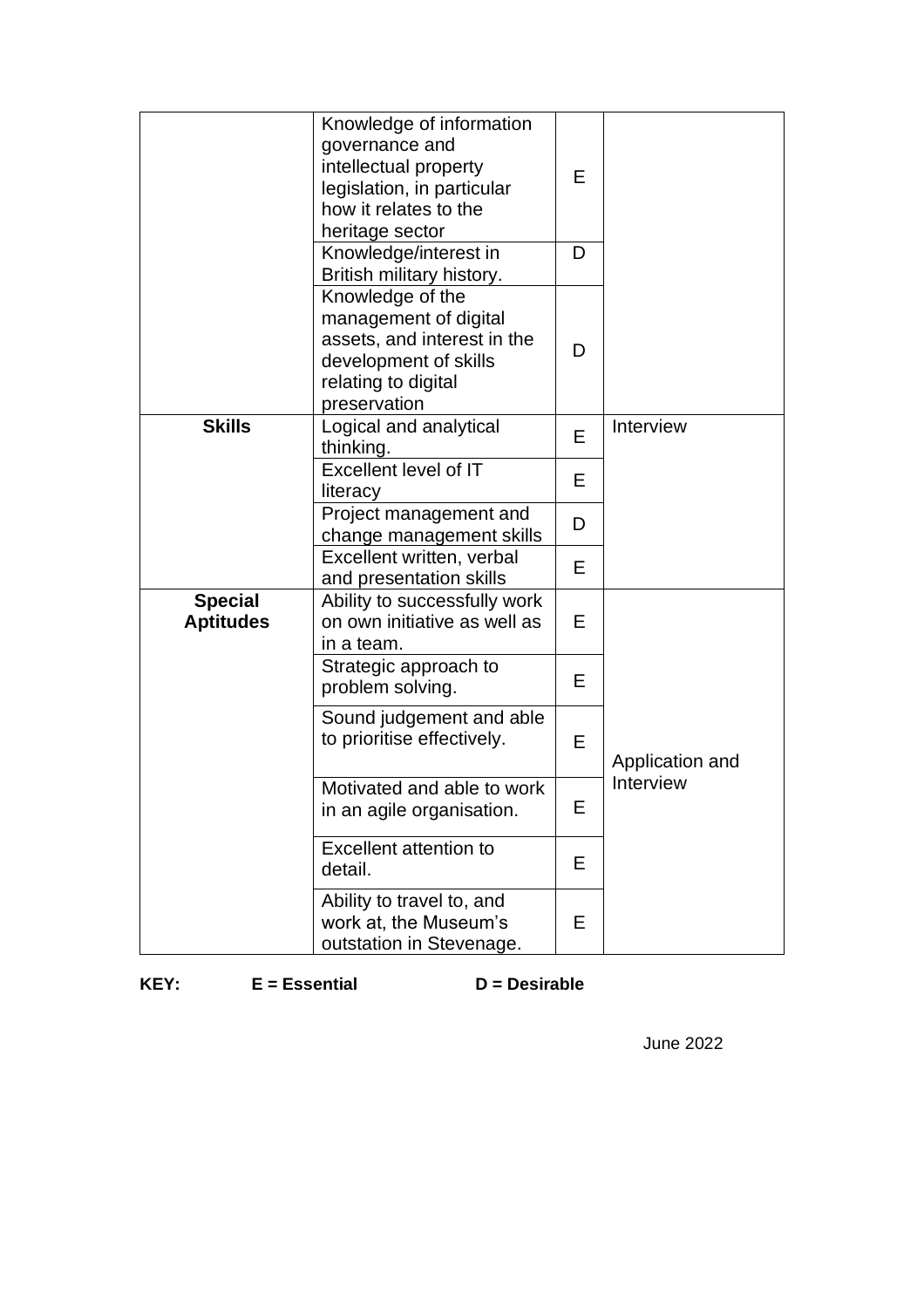| | | | |
|---|---|---|---|
| | Knowledge of information governance and intellectual property legislation, in particular how it relates to the heritage sector | E | |
| | Knowledge/interest in British military history. | D | |
| | Knowledge of the management of digital assets, and interest in the development of skills relating to digital preservation | D | |
| **Skills** | Logical and analytical thinking. | E | Interview |
| | Excellent level of IT literacy | E | |
| | Project management and change management skills | D | |
| | Excellent written, verbal and presentation skills | E | |
| **Special Aptitudes** | Ability to successfully work on own initiative as well as in a team. | E | Application and Interview |
| | Strategic approach to problem solving. | E | |
| | Sound judgement and able to prioritise effectively. | E | |
| | Motivated and able to work in an agile organisation. | E | |
| | Excellent attention to detail. | E | |
| | Ability to travel to, and work at, the Museum's outstation in Stevenage. | E | |

**KEY:** **E = Essential** **D = Desirable**

June 2022